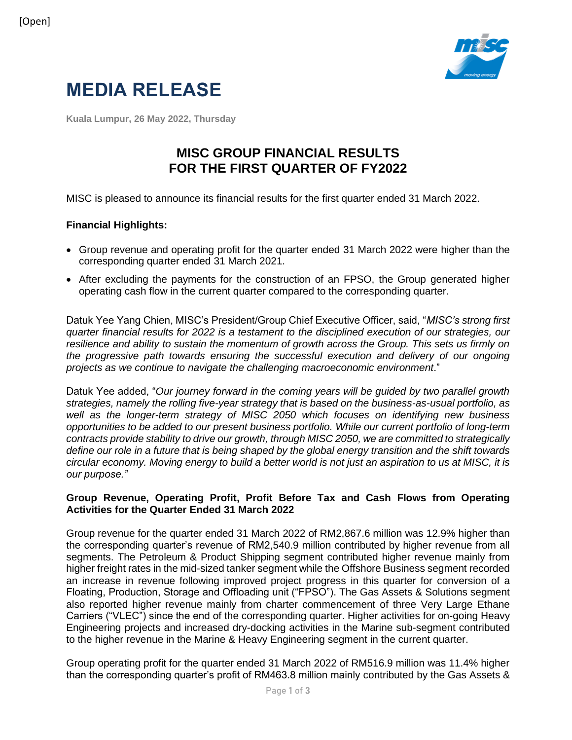[Open]

# MEDIA RELEASE

**Kuala Lumpur, 26 May 2022, Thursday**

## MISC GROUP FINANCIAL RESULTS FOR THE FIRST QUARTER OF FY2022

MISC is pleased to announce its financial results for the first quarter ended 31 March 2022.

**Financial Highlights:**

- Group revenue and operating profit for the quarter ended 31 March 2022 were higher than the corresponding quarter ended 31 March 2021.
- After excluding the payments for the construction of an FPSO, the Group generated higher operating cash flow in the current quarter compared to the corresponding quarter.

Datuk Yee Yang Chien, MISC's President/Group Chief Executive Officer, said, "*MISC's strong first quarter financial results for 2022 is a testament to the disciplined execution of our strategies, our resilience and ability to sustain the momentum of growth across the Group. This sets us firmly on the progressive path towards ensuring the successful execution and delivery of our ongoing projects as we continue to navigate the challenging macroeconomic environment*."

Datuk Yee added, "*Our journey forward in the coming years will be guided by two parallel growth strategies, namely the rolling five-year strategy that is based on the business-as-usual portfolio, as well as the longer-term strategy of MISC 2050 which focuses on identifying new business opportunities to be added to our present business portfolio. While our current portfolio of long-term contracts provide stability to drive our growth, through MISC 2050, we are committed to strategically define our role in a future that is being shaped by the global energy transition and the shift towards circular economy. Moving energy to build a better world is not just an aspiration to us at MISC, it is our purpose.*"

**Group Revenue, Operating Profit, Profit Before Tax and Cash Flows from Operating Activities for the Quarter Ended 31 March 2022**

Group revenue for the quarter ended 31 March 2022 of RM2,867.6 million was 12.9% higher than the corresponding quarter's revenue of RM2,540.9 million contributed by higher revenue from all segments. The Petroleum & Product Shipping segment contributed higher revenue mainly from higher freight rates in the mid-sized tanker segment while the Offshore Business segment recorded an increase in revenue following improved project progress in this quarter for conversion of a Floating, Production, Storage and Offloading unit ("FPSO"). The Gas Assets & Solutions segment also reported higher revenue mainly from charter commencement of three Very Large Ethane Carriers ("VLEC") since the end of the corresponding quarter. Higher activities for on-going Heavy Engineering projects and increased dry-docking activities in the Marine sub-segment contributed to the higher revenue in the Marine & Heavy Engineering segment in the current quarter.

Group operating profit for the quarter ended 31 March 2022 of RM516.9 million was 11.4% higher than the corresponding quarter's profit of RM463.8 million mainly contributed by the Gas Assets &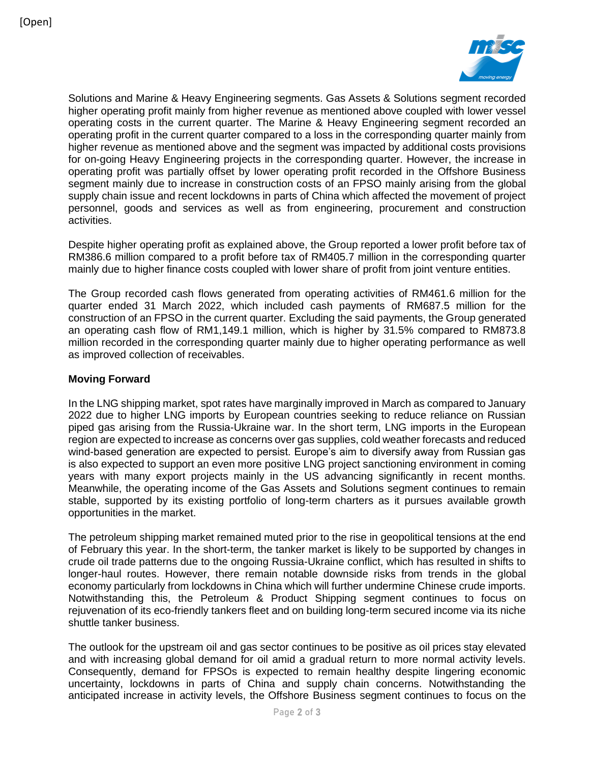Solutions and Marine & Heavy Engineering segments. Gas Assets & Solutions segment recorded higher operating profit mainly from higher revenue as mentioned above coupled with lower vessel operating costs in the current quarter. The Marine & Heavy Engineering segment recorded an operating profit in the current quarter compared to a loss in the corresponding quarter mainly from higher revenue as mentioned above and the segment was impacted by additional costs provisions for on-going Heavy Engineering projects in the corresponding quarter. However, the increase in operating profit was partially offset by lower operating profit recorded in the Offshore Business segment mainly due to increase in construction costs of an FPSO mainly arising from the global supply chain issue and recent lockdowns in parts of China which affected the movement of project personnel, goods and services as well as from engineering, procurement and construction activities.

Despite higher operating profit as explained above, the Group reported a lower profit before tax of RM386.6 million compared to a profit before tax of RM405.7 million in the corresponding quarter mainly due to higher finance costs coupled with lower share of profit from joint venture entities.

The Group recorded cash flows generated from operating activities of RM461.6 million for the quarter ended 31 March 2022, which included cash payments of RM687.5 million for the construction of an FPSO in the current quarter. Excluding the said payments, the Group generated an operating cash flow of RM1,149.1 million, which is higher by 31.5% compared to RM873.8 million recorded in the corresponding quarter mainly due to higher operating performance as well as improved collection of receivables.

**Moving Forward**

In the LNG shipping market, spot rates have marginally improved in March as compared to January 2022 due to higher LNG imports by European countries seeking to reduce reliance on Russian piped gas arising from the Russia-Ukraine war. In the short term, LNG imports in the European region are expected to increase as concerns over gas supplies, cold weather forecasts and reduced wind-based generation are expected to persist. Europe's aim to diversify away from Russian gas is also expected to support an even more positive LNG project sanctioning environment in coming years with many export projects mainly in the US advancing significantly in recent months. Meanwhile, the operating income of the Gas Assets and Solutions segment continues to remain stable, supported by its existing portfolio of long-term charters as it pursues available growth opportunities in the market.

The petroleum shipping market remained muted prior to the rise in geopolitical tensions at the end of February this year. In the short-term, the tanker market is likely to be supported by changes in crude oil trade patterns due to the ongoing Russia-Ukraine conflict, which has resulted in shifts to longer-haul routes. However, there remain notable downside risks from trends in the global economy particularly from lockdowns in China which will further undermine Chinese crude imports. Notwithstanding this, the Petroleum & Product Shipping segment continues to focus on rejuvenation of its eco-friendly tankers fleet and on building long-term secured income via its niche shuttle tanker business.

The outlook for the upstream oil and gas sector continues to be positive as oil prices stay elevated and with increasing global demand for oil amid a gradual return to more normal activity levels. Consequently, demand for FPSOs is expected to remain healthy despite lingering economic uncertainty, lockdowns in parts of China and supply chain concerns. Notwithstanding the anticipated increase in activity levels, the Offshore Business segment continues to focus on the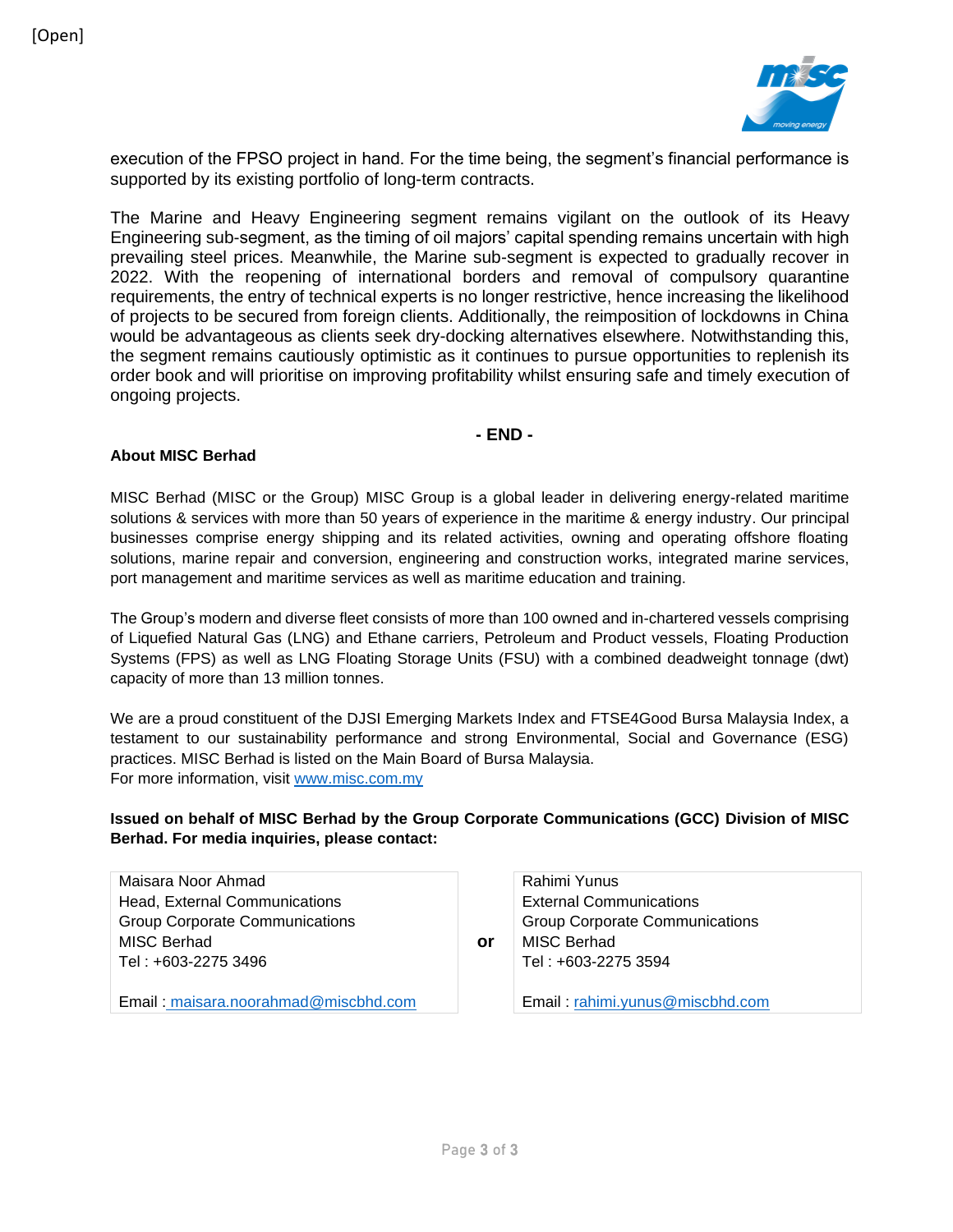execution of the FPSO project in hand. For the time being, the segment's financial performance is supported by its existing portfolio of long-term contracts.

The Marine and Heavy Engineering segment remains vigilant on the outlook of its Heavy Engineering sub-segment, as the timing of oil majors' capital spending remains uncertain with high prevailing steel prices. Meanwhile, the Marine sub-segment is expected to gradually recover in 2022. With the reopening of international borders and removal of compulsory quarantine requirements, the entry of technical experts is no longer restrictive, hence increasing the likelihood of projects to be secured from foreign clients. Additionally, the reimposition of lockdowns in China would be advantageous as clients seek dry-docking alternatives elsewhere. Notwithstanding this, the segment remains cautiously optimistic as it continues to pursue opportunities to replenish its order book and will prioritise on improving profitability whilst ensuring safe and timely execution of ongoing projects.

**- END -**

**About MISC Berhad**

MISC Berhad (MISC or the Group) MISC Group is a global leader in delivering energy-related maritime solutions & services with more than 50 years of experience in the maritime & energy industry. Our principal businesses comprise energy shipping and its related activities, owning and operating offshore floating solutions, marine repair and conversion, engineering and construction works, integrated marine services, port management and maritime services as well as maritime education and training.

The Group's modern and diverse fleet consists of more than 100 owned and in-chartered vessels comprising of Liquefied Natural Gas (LNG) and Ethane carriers, Petroleum and Product vessels, Floating Production Systems (FPS) as well as LNG Floating Storage Units (FSU) with a combined deadweight tonnage (dwt) capacity of more than 13 million tonnes.

We are a proud constituent of the DJSI Emerging Markets Index and FTSE4Good Bursa Malaysia Index, a testament to our sustainability performance and strong Environmental, Social and Governance (ESG) practices. MISC Berhad is listed on the Main Board of Bursa Malaysia.
For more information, visit www.misc.com.my

**Issued on behalf of MISC Berhad by the Group Corporate Communications (GCC) Division of MISC Berhad. For media inquiries, please contact:**

| | | |
|---|---|---|
| Maisara Noor Ahmad<br>Head, External Communications<br>Group Corporate Communications<br>MISC Berhad<br>Tel : +603-2275 3496<br><br>Email : maisara.noorahmad@miscbhd.com | **or** | Rahimi Yunus<br>External Communications<br>Group Corporate Communications<br>MISC Berhad<br>Tel : +603-2275 3594<br><br>Email : rahimi.yunus@miscbhd.com |